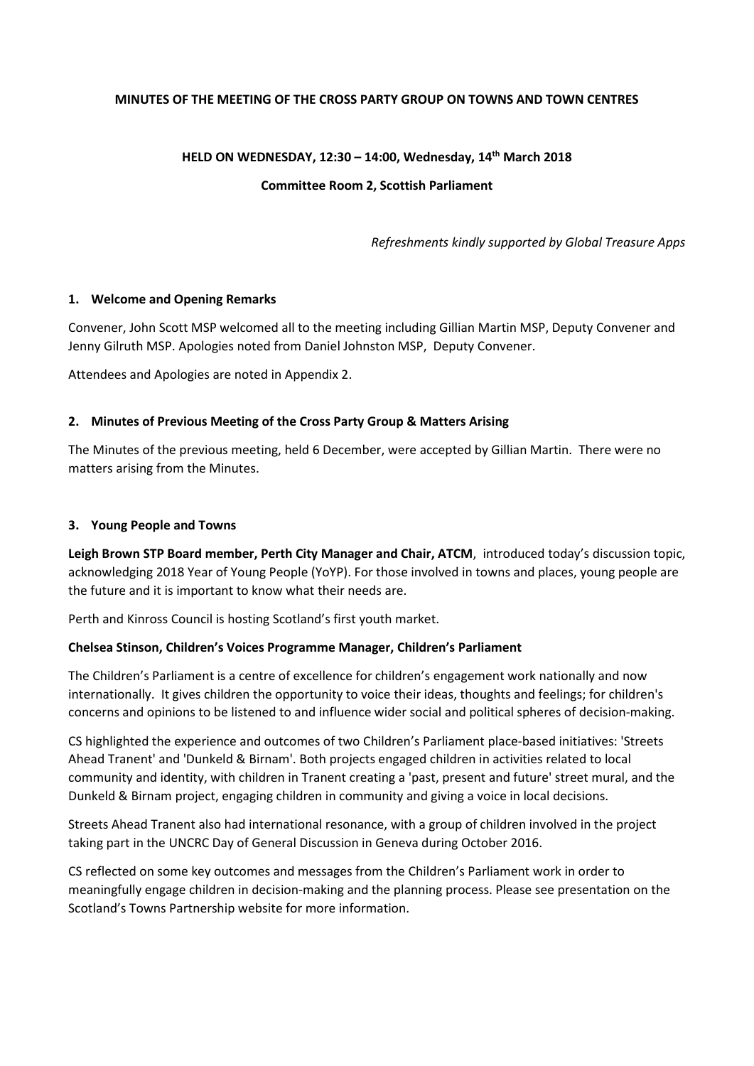**MINUTES OF THE MEETING OF THE CROSS PARTY GROUP ON TOWNS AND TOWN CENTRES**

**HELD ON WEDNESDAY, 12:30 – 14:00, Wednesday, 14th March 2018**

**Committee Room 2, Scottish Parliament**

*Refreshments kindly supported by Global Treasure Apps*

### 1. Welcome and Opening Remarks

Convener, John Scott MSP welcomed all to the meeting including Gillian Martin MSP, Deputy Convener and Jenny Gilruth MSP. Apologies noted from Daniel Johnston MSP, Deputy Convener.

Attendees and Apologies are noted in Appendix 2.

### 2. Minutes of Previous Meeting of the Cross Party Group & Matters Arising

The Minutes of the previous meeting, held 6 December, were accepted by Gillian Martin. There were no matters arising from the Minutes.

### 3. Young People and Towns

**Leigh Brown STP Board member, Perth City Manager and Chair, ATCM**, introduced today's discussion topic, acknowledging 2018 Year of Young People (YoYP). For those involved in towns and places, young people are the future and it is important to know what their needs are.

Perth and Kinross Council is hosting Scotland's first youth market.

**Chelsea Stinson, Children's Voices Programme Manager, Children's Parliament**

The Children's Parliament is a centre of excellence for children's engagement work nationally and now internationally. It gives children the opportunity to voice their ideas, thoughts and feelings; for children's concerns and opinions to be listened to and influence wider social and political spheres of decision-making.

CS highlighted the experience and outcomes of two Children's Parliament place-based initiatives: 'Streets Ahead Tranent' and 'Dunkeld & Birnam'. Both projects engaged children in activities related to local community and identity, with children in Tranent creating a 'past, present and future' street mural, and the Dunkeld & Birnam project, engaging children in community and giving a voice in local decisions.

Streets Ahead Tranent also had international resonance, with a group of children involved in the project taking part in the UNCRC Day of General Discussion in Geneva during October 2016.

CS reflected on some key outcomes and messages from the Children's Parliament work in order to meaningfully engage children in decision-making and the planning process. Please see presentation on the Scotland's Towns Partnership website for more information.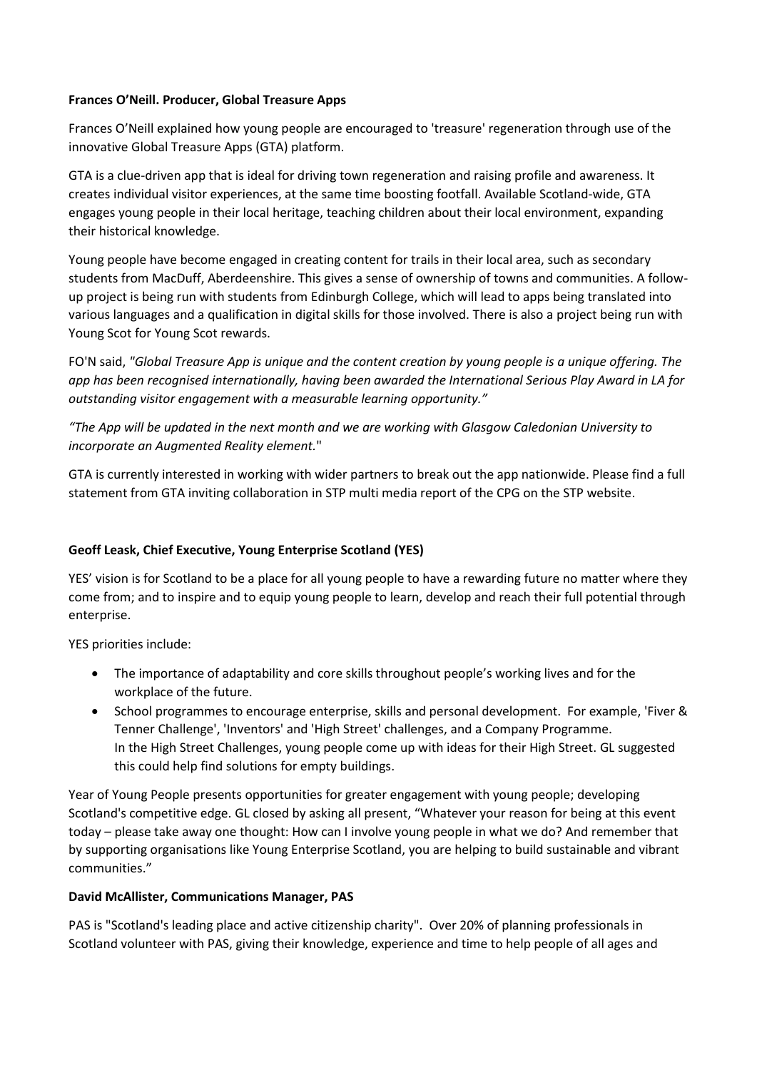**Frances O'Neill. Producer, Global Treasure Apps**

Frances O'Neill explained how young people are encouraged to 'treasure' regeneration through use of the innovative Global Treasure Apps (GTA) platform.

GTA is a clue-driven app that is ideal for driving town regeneration and raising profile and awareness. It creates individual visitor experiences, at the same time boosting footfall. Available Scotland-wide, GTA engages young people in their local heritage, teaching children about their local environment, expanding their historical knowledge.

Young people have become engaged in creating content for trails in their local area, such as secondary students from MacDuff, Aberdeenshire. This gives a sense of ownership of towns and communities. A follow-up project is being run with students from Edinburgh College, which will lead to apps being translated into various languages and a qualification in digital skills for those involved. There is also a project being run with Young Scot for Young Scot rewards.

FO'N said, *"Global Treasure App is unique and the content creation by young people is a unique offering. The app has been recognised internationally, having been awarded the International Serious Play Award in LA for outstanding visitor engagement with a measurable learning opportunity."*

*"The App will be updated in the next month and we are working with Glasgow Caledonian University to incorporate an Augmented Reality element."*

GTA is currently interested in working with wider partners to break out the app nationwide. Please find a full statement from GTA inviting collaboration in STP multi media report of the CPG on the STP website.

**Geoff Leask, Chief Executive, Young Enterprise Scotland (YES)**

YES' vision is for Scotland to be a place for all young people to have a rewarding future no matter where they come from; and to inspire and to equip young people to learn, develop and reach their full potential through enterprise.

YES priorities include:

- The importance of adaptability and core skills throughout people's working lives and for the workplace of the future.
- School programmes to encourage enterprise, skills and personal development. For example, 'Fiver & Tenner Challenge', 'Inventors' and 'High Street' challenges, and a Company Programme. In the High Street Challenges, young people come up with ideas for their High Street. GL suggested this could help find solutions for empty buildings.

Year of Young People presents opportunities for greater engagement with young people; developing Scotland's competitive edge. GL closed by asking all present, "Whatever your reason for being at this event today – please take away one thought: How can I involve young people in what we do? And remember that by supporting organisations like Young Enterprise Scotland, you are helping to build sustainable and vibrant communities."

**David McAllister, Communications Manager, PAS**

PAS is "Scotland's leading place and active citizenship charity". Over 20% of planning professionals in Scotland volunteer with PAS, giving their knowledge, experience and time to help people of all ages and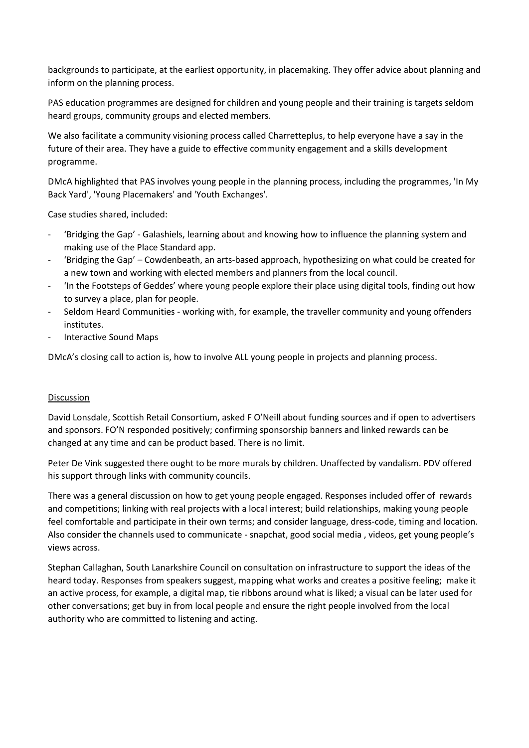backgrounds to participate, at the earliest opportunity, in placemaking. They offer advice about planning and inform on the planning process.

PAS education programmes are designed for children and young people and their training is targets seldom heard groups, community groups and elected members.

We also facilitate a community visioning process called Charretteplus, to help everyone have a say in the future of their area. They have a guide to effective community engagement and a skills development programme.

DMcA highlighted that PAS involves young people in the planning process, including the programmes, 'In My Back Yard', 'Young Placemakers' and 'Youth Exchanges'.

Case studies shared, included:

- 'Bridging the Gap' - Galashiels, learning about and knowing how to influence the planning system and making use of the Place Standard app.
- 'Bridging the Gap' – Cowdenbeath, an arts-based approach, hypothesizing on what could be created for a new town and working with elected members and planners from the local council.
- 'In the Footsteps of Geddes' where young people explore their place using digital tools, finding out how to survey a place, plan for people.
- Seldom Heard Communities - working with, for example, the traveller community and young offenders institutes.
- Interactive Sound Maps

DMcA's closing call to action is, how to involve ALL young people in projects and planning process.

## Discussion

David Lonsdale, Scottish Retail Consortium, asked F O'Neill about funding sources and if open to advertisers and sponsors. FO'N responded positively; confirming sponsorship banners and linked rewards can be changed at any time and can be product based. There is no limit.

Peter De Vink suggested there ought to be more murals by children. Unaffected by vandalism. PDV offered his support through links with community councils.

There was a general discussion on how to get young people engaged. Responses included offer of rewards and competitions; linking with real projects with a local interest; build relationships, making young people feel comfortable and participate in their own terms; and consider language, dress-code, timing and location. Also consider the channels used to communicate - snapchat, good social media , videos, get young people's views across.

Stephan Callaghan, South Lanarkshire Council on consultation on infrastructure to support the ideas of the heard today. Responses from speakers suggest, mapping what works and creates a positive feeling; make it an active process, for example, a digital map, tie ribbons around what is liked; a visual can be later used for other conversations; get buy in from local people and ensure the right people involved from the local authority who are committed to listening and acting.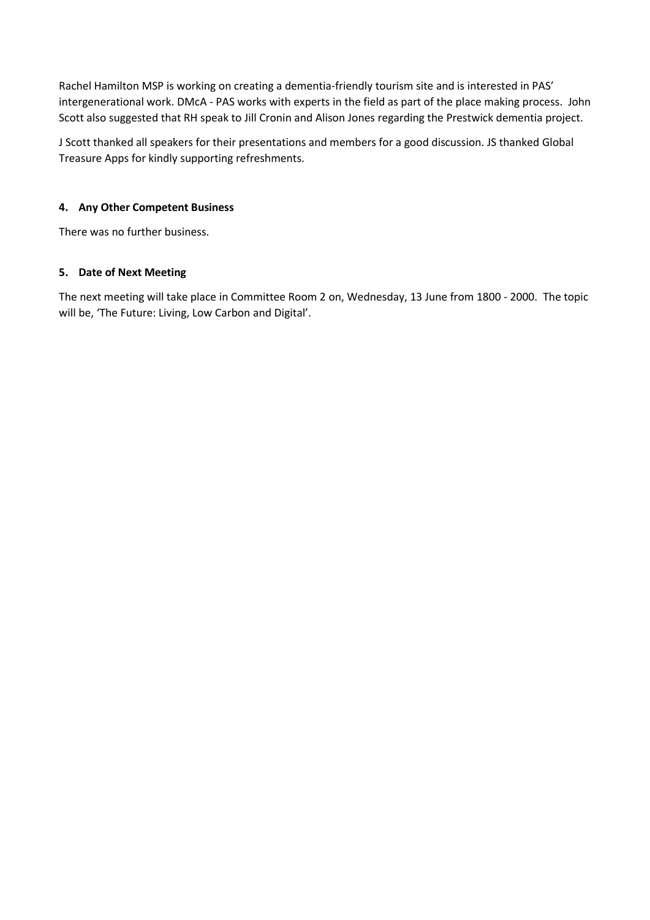Rachel Hamilton MSP is working on creating a dementia-friendly tourism site and is interested in PAS' intergenerational work. DMcA - PAS works with experts in the field as part of the place making process. John Scott also suggested that RH speak to Jill Cronin and Alison Jones regarding the Prestwick dementia project.

J Scott thanked all speakers for their presentations and members for a good discussion. JS thanked Global Treasure Apps for kindly supporting refreshments.

#### 4. Any Other Competent Business

There was no further business.

#### 5. Date of Next Meeting

The next meeting will take place in Committee Room 2 on, Wednesday, 13 June from 1800 - 2000. The topic will be, 'The Future: Living, Low Carbon and Digital'.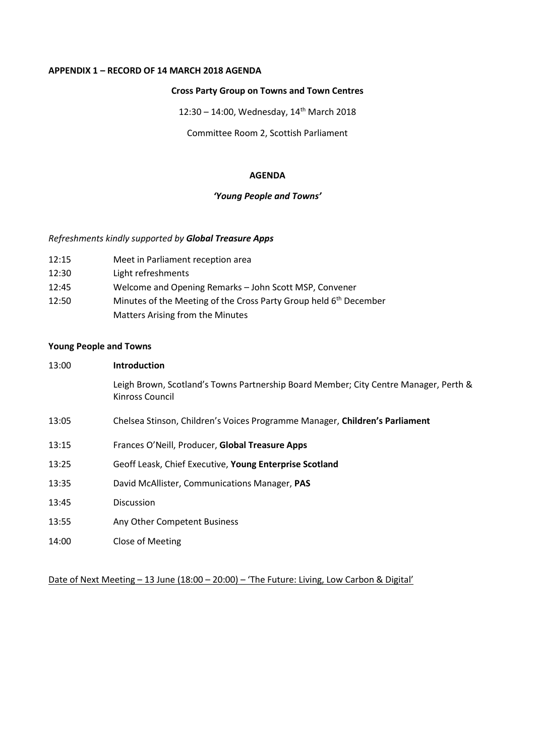**APPENDIX 1 – RECORD OF 14 MARCH 2018 AGENDA**

**Cross Party Group on Towns and Town Centres**

12:30 – 14:00, Wednesday, 14th March 2018

Committee Room 2, Scottish Parliament

**AGENDA**

***'Young People and Towns'***

*Refreshments kindly supported by **Global Treasure Apps***

| | |
|---|---|
| 12:15 | Meet in Parliament reception area |
| 12:30 | Light refreshments |
| 12:45 | Welcome and Opening Remarks – John Scott MSP, Convener |
| 12:50 | Minutes of the Meeting of the Cross Party Group held 6th December<br>Matters Arising from the Minutes |

**Young People and Towns**

| | |
|---|---|
| 13:00 | **Introduction**<br>Leigh Brown, Scotland's Towns Partnership Board Member; City Centre Manager, Perth & Kinross Council |
| 13:05 | Chelsea Stinson, Children's Voices Programme Manager, **Children's Parliament** |
| 13:15 | Frances O'Neill, Producer, **Global Treasure Apps** |
| 13:25 | Geoff Leask, Chief Executive, **Young Enterprise Scotland** |
| 13:35 | David McAllister, Communications Manager, **PAS** |
| 13:45 | Discussion |
| 13:55 | Any Other Competent Business |
| 14:00 | Close of Meeting |

<u>Date of Next Meeting – 13 June (18:00 – 20:00) – 'The Future: Living, Low Carbon & Digital'</u>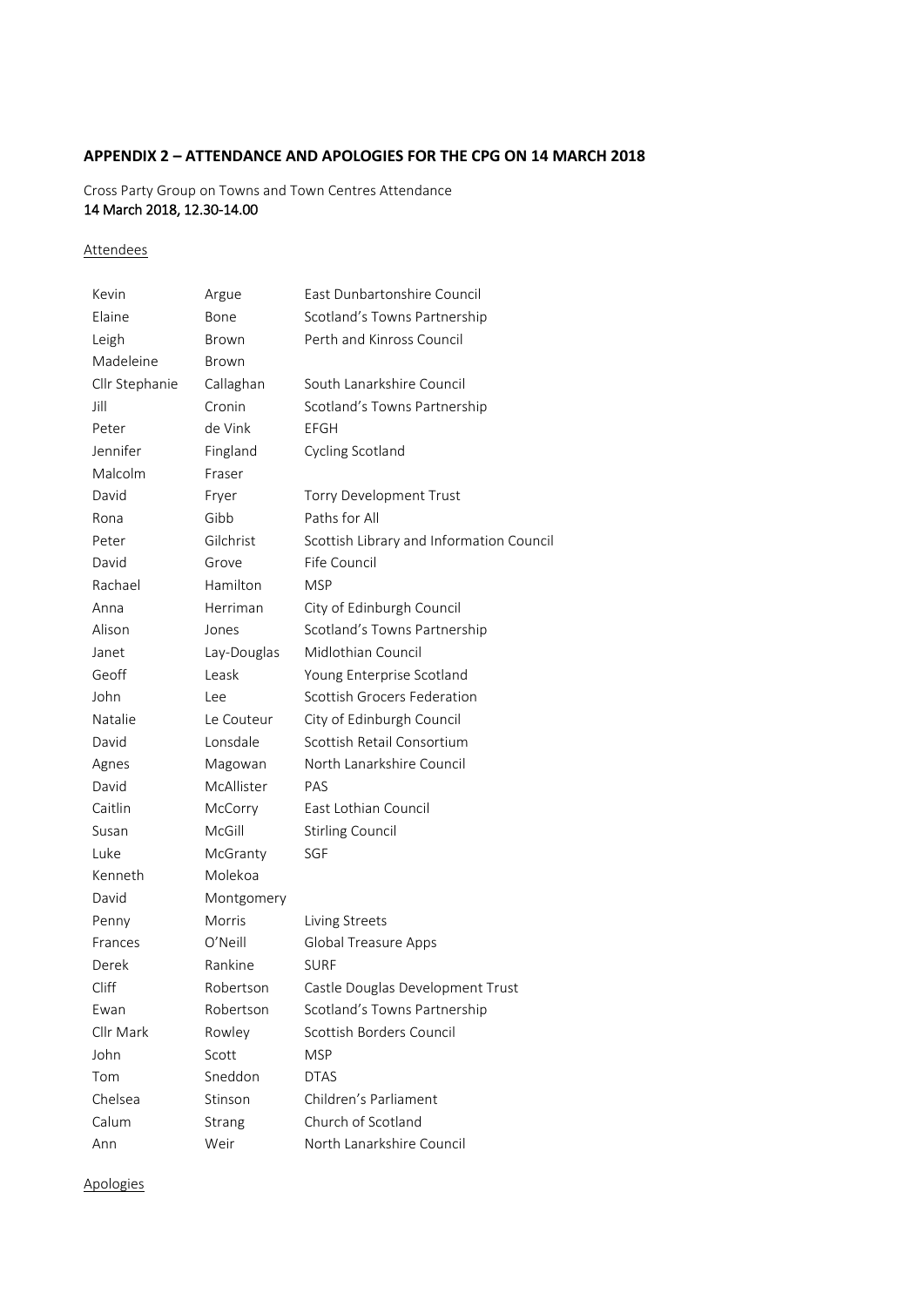## APPENDIX 2 – ATTENDANCE AND APOLOGIES FOR THE CPG ON 14 MARCH 2018

Cross Party Group on Towns and Town Centres Attendance
14 March 2018, 12.30-14.00

Attendees

| | | |
|---|---|---|
| Kevin | Argue | East Dunbartonshire Council |
| Elaine | Bone | Scotland's Towns Partnership |
| Leigh | Brown | Perth and Kinross Council |
| Madeleine | Brown | |
| Cllr Stephanie | Callaghan | South Lanarkshire Council |
| Jill | Cronin | Scotland's Towns Partnership |
| Peter | de Vink | EFGH |
| Jennifer | Fingland | Cycling Scotland |
| Malcolm | Fraser | |
| David | Fryer | Torry Development Trust |
| Rona | Gibb | Paths for All |
| Peter | Gilchrist | Scottish Library and Information Council |
| David | Grove | Fife Council |
| Rachael | Hamilton | MSP |
| Anna | Herriman | City of Edinburgh Council |
| Alison | Jones | Scotland's Towns Partnership |
| Janet | Lay-Douglas | Midlothian Council |
| Geoff | Leask | Young Enterprise Scotland |
| John | Lee | Scottish Grocers Federation |
| Natalie | Le Couteur | City of Edinburgh Council |
| David | Lonsdale | Scottish Retail Consortium |
| Agnes | Magowan | North Lanarkshire Council |
| David | McAllister | PAS |
| Caitlin | McCorry | East Lothian Council |
| Susan | McGill | Stirling Council |
| Luke | McGranty | SGF |
| Kenneth | Molekoa | |
| David | Montgomery | |
| Penny | Morris | Living Streets |
| Frances | O'Neill | Global Treasure Apps |
| Derek | Rankine | SURF |
| Cliff | Robertson | Castle Douglas Development Trust |
| Ewan | Robertson | Scotland's Towns Partnership |
| Cllr Mark | Rowley | Scottish Borders Council |
| John | Scott | MSP |
| Tom | Sneddon | DTAS |
| Chelsea | Stinson | Children's Parliament |
| Calum | Strang | Church of Scotland |
| Ann | Weir | North Lanarkshire Council |

Apologies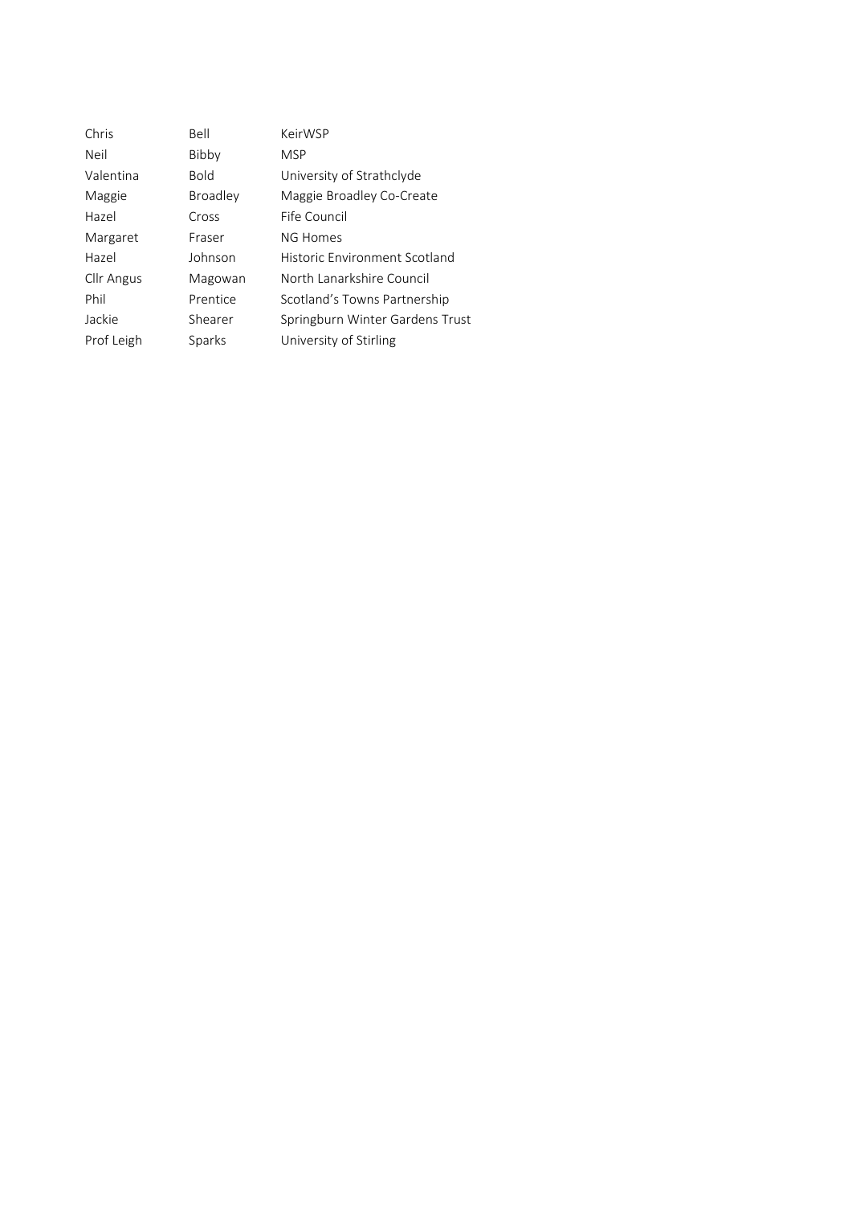| | | |
|---|---|---|
| Chris | Bell | KeirWSP |
| Neil | Bibby | MSP |
| Valentina | Bold | University of Strathclyde |
| Maggie | Broadley | Maggie Broadley Co-Create |
| Hazel | Cross | Fife Council |
| Margaret | Fraser | NG Homes |
| Hazel | Johnson | Historic Environment Scotland |
| Cllr Angus | Magowan | North Lanarkshire Council |
| Phil | Prentice | Scotland's Towns Partnership |
| Jackie | Shearer | Springburn Winter Gardens Trust |
| Prof Leigh | Sparks | University of Stirling |